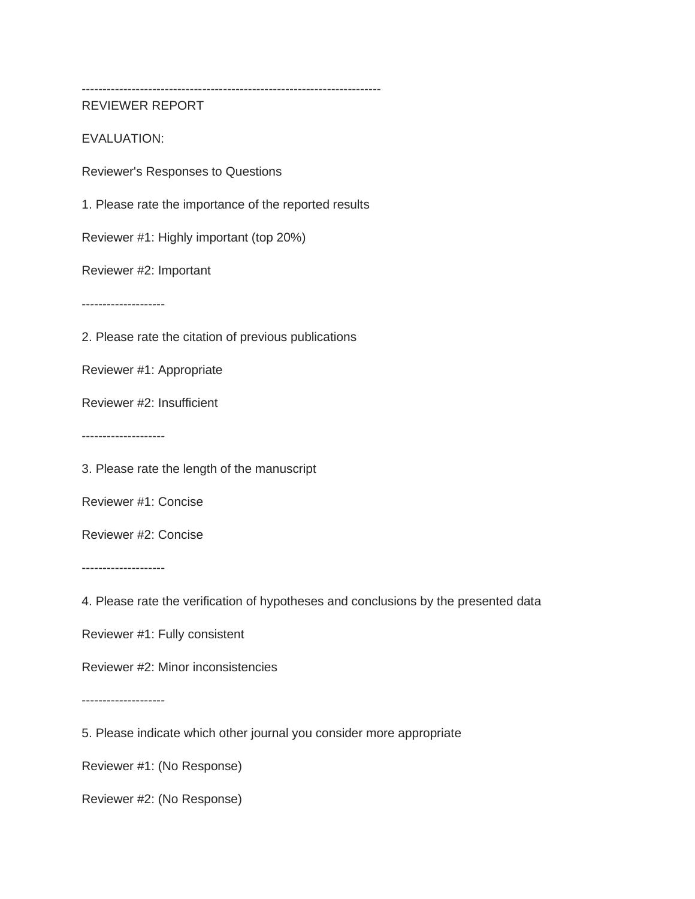------------------------------------------------------------------------

REVIEWER REPORT

EVALUATION:

Reviewer's Responses to Questions

1. Please rate the importance of the reported results

Reviewer #1: Highly important (top 20%)

Reviewer #2: Important

--------------------

2. Please rate the citation of previous publications

Reviewer #1: Appropriate

Reviewer #2: Insufficient

--------------------

3. Please rate the length of the manuscript

Reviewer #1: Concise

Reviewer #2: Concise

--------------------

4. Please rate the verification of hypotheses and conclusions by the presented data

Reviewer #1: Fully consistent

Reviewer #2: Minor inconsistencies

--------------------

5. Please indicate which other journal you consider more appropriate

Reviewer #1: (No Response)

Reviewer #2: (No Response)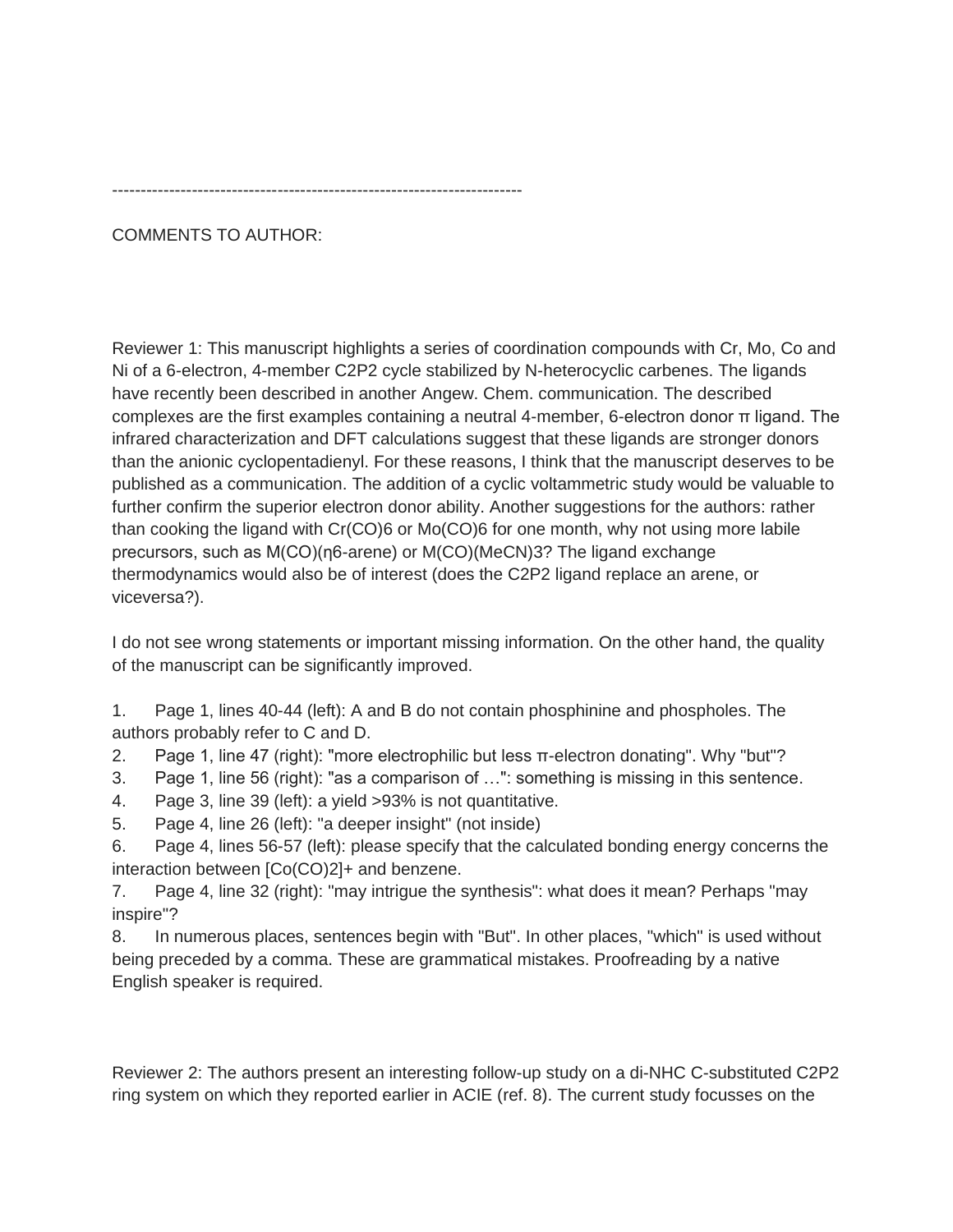------------------------------------------------------------------------

COMMENTS TO AUTHOR:

Reviewer 1: This manuscript highlights a series of coordination compounds with Cr, Mo, Co and Ni of a 6-electron, 4-member C2P2 cycle stabilized by N-heterocyclic carbenes. The ligands have recently been described in another Angew. Chem. communication. The described complexes are the first examples containing a neutral 4-member, 6-electron donor π ligand. The infrared characterization and DFT calculations suggest that these ligands are stronger donors than the anionic cyclopentadienyl. For these reasons, I think that the manuscript deserves to be published as a communication. The addition of a cyclic voltammetric study would be valuable to further confirm the superior electron donor ability. Another suggestions for the authors: rather than cooking the ligand with $Cr(CO)_6$ or $Mo(CO)_6$ for one month, why not using more labile precursors, such as M(CO)(η6-arene) or $M(CO)(MeCN)_3$? The ligand exchange thermodynamics would also be of interest (does the C2P2 ligand replace an arene, or viceversa?).

I do not see wrong statements or important missing information. On the other hand, the quality of the manuscript can be significantly improved.

1. Page 1, lines 40-44 (left): A and B do not contain phosphinine and phospholes. The authors probably refer to C and D.
2. Page 1, line 47 (right): "more electrophilic but less π-electron donating". Why "but"?
3. Page 1, line 56 (right): "as a comparison of …": something is missing in this sentence.
4. Page 3, line 39 (left): a yield >93% is not quantitative.
5. Page 4, line 26 (left): "a deeper insight" (not inside)
6. Page 4, lines 56-57 (left): please specify that the calculated bonding energy concerns the interaction between $[Co(CO)_2]^+$ and benzene.
7. Page 4, line 32 (right): "may intrigue the synthesis": what does it mean? Perhaps "may inspire"?
8. In numerous places, sentences begin with "But". In other places, "which" is used without being preceded by a comma. These are grammatical mistakes. Proofreading by a native English speaker is required.

Reviewer 2: The authors present an interesting follow-up study on a di-NHC C-substituted C2P2 ring system on which they reported earlier in ACIE (ref. 8). The current study focusses on the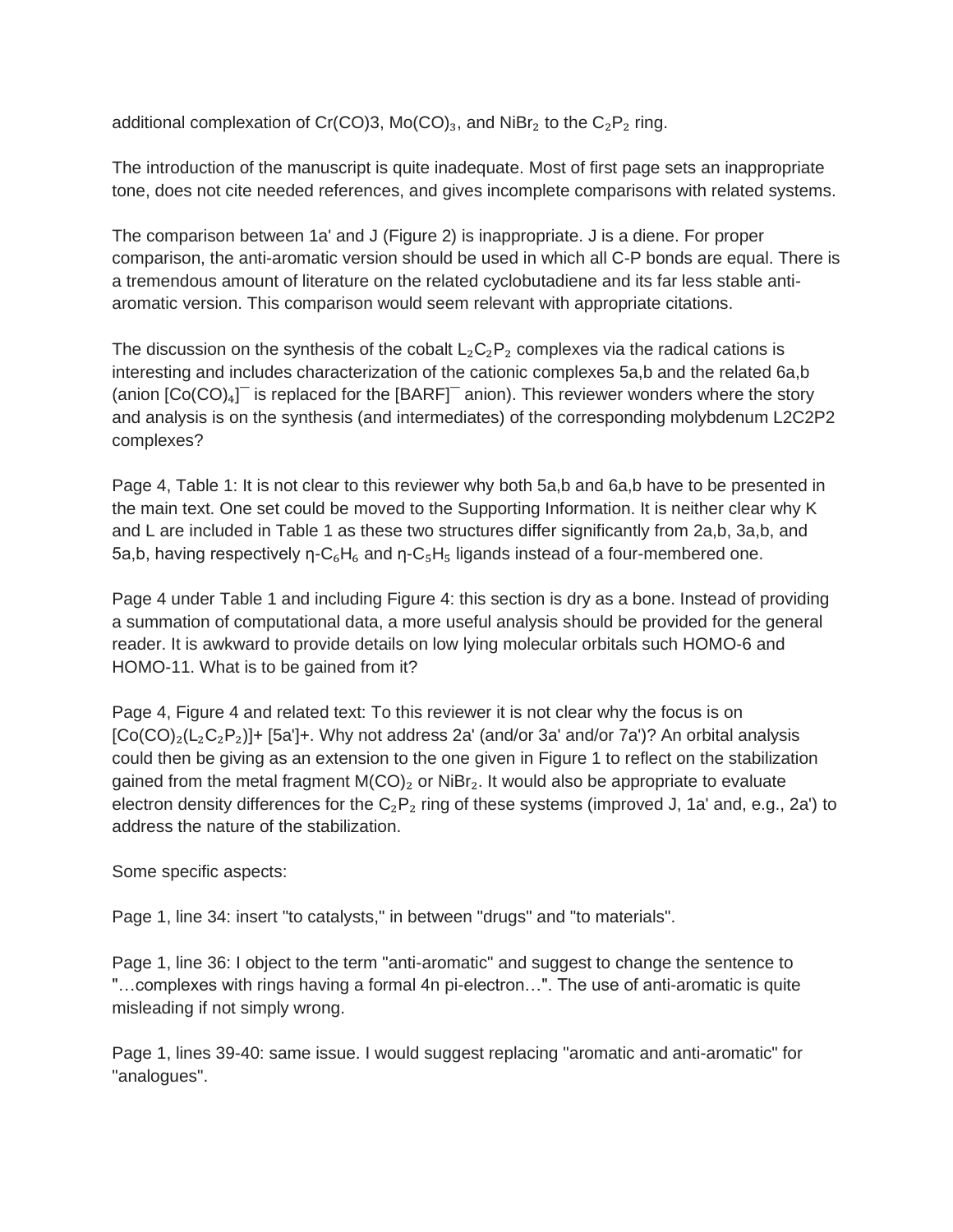additional complexation of Cr(CO)3, $Mo(CO)_3$, and $NiBr_2$ to the $C_2P_2$ ring.

The introduction of the manuscript is quite inadequate. Most of first page sets an inappropriate tone, does not cite needed references, and gives incomplete comparisons with related systems.

The comparison between 1a' and J (Figure 2) is inappropriate. J is a diene. For proper comparison, the anti-aromatic version should be used in which all C-P bonds are equal. There is a tremendous amount of literature on the related cyclobutadiene and its far less stable anti-aromatic version. This comparison would seem relevant with appropriate citations.

The discussion on the synthesis of the cobalt $L_2C_2P_2$ complexes via the radical cations is interesting and includes characterization of the cationic complexes 5a,b and the related 6a,b (anion $[Co(CO)_4]^-$ is replaced for the $[BARF]^-$ anion). This reviewer wonders where the story and analysis is on the synthesis (and intermediates) of the corresponding molybdenum L2C2P2 complexes?

Page 4, Table 1: It is not clear to this reviewer why both 5a,b and 6a,b have to be presented in the main text. One set could be moved to the Supporting Information. It is neither clear why K and L are included in Table 1 as these two structures differ significantly from 2a,b, 3a,b, and 5a,b, having respectively η-$C_6H_6$ and η-$C_5H_5$ ligands instead of a four-membered one.

Page 4 under Table 1 and including Figure 4: this section is dry as a bone. Instead of providing a summation of computational data, a more useful analysis should be provided for the general reader. It is awkward to provide details on low lying molecular orbitals such HOMO-6 and HOMO-11. What is to be gained from it?

Page 4, Figure 4 and related text: To this reviewer it is not clear why the focus is on $[Co(CO)_2(L_2C_2P_2)]$+ [5a']+. Why not address 2a' (and/or 3a' and/or 7a')? An orbital analysis could then be giving as an extension to the one given in Figure 1 to reflect on the stabilization gained from the metal fragment $M(CO)_2$ or $NiBr_2$. It would also be appropriate to evaluate electron density differences for the $C_2P_2$ ring of these systems (improved J, 1a' and, e.g., 2a') to address the nature of the stabilization.

Some specific aspects:

Page 1, line 34: insert "to catalysts," in between "drugs" and "to materials".

Page 1, line 36: I object to the term "anti-aromatic" and suggest to change the sentence to "…complexes with rings having a formal 4n pi-electron…". The use of anti-aromatic is quite misleading if not simply wrong.

Page 1, lines 39-40: same issue. I would suggest replacing "aromatic and anti-aromatic" for "analogues".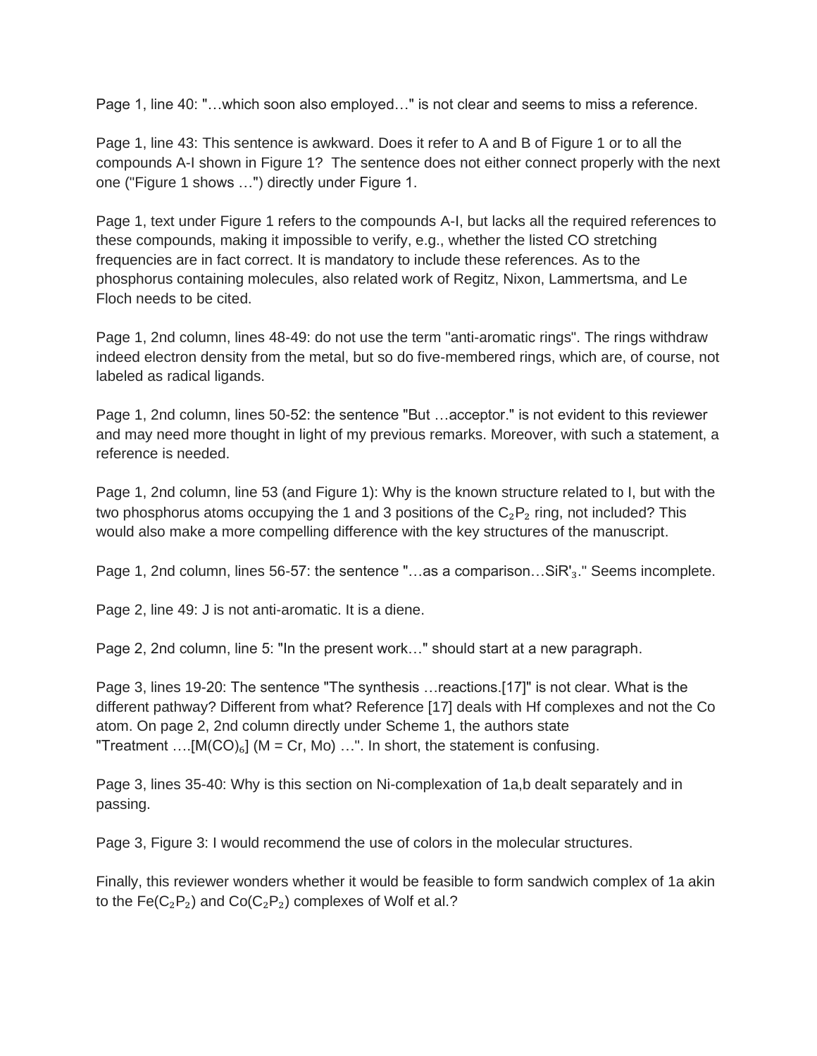Page 1, line 40: "…which soon also employed…" is not clear and seems to miss a reference.

Page 1, line 43: This sentence is awkward. Does it refer to A and B of Figure 1 or to all the compounds A-I shown in Figure 1? The sentence does not either connect properly with the next one ("Figure 1 shows …") directly under Figure 1.

Page 1, text under Figure 1 refers to the compounds A-I, but lacks all the required references to these compounds, making it impossible to verify, e.g., whether the listed CO stretching frequencies are in fact correct. It is mandatory to include these references. As to the phosphorus containing molecules, also related work of Regitz, Nixon, Lammertsma, and Le Floch needs to be cited.

Page 1, 2nd column, lines 48-49: do not use the term "anti-aromatic rings". The rings withdraw indeed electron density from the metal, but so do five-membered rings, which are, of course, not labeled as radical ligands.

Page 1, 2nd column, lines 50-52: the sentence "But …acceptor." is not evident to this reviewer and may need more thought in light of my previous remarks. Moreover, with such a statement, a reference is needed.

Page 1, 2nd column, line 53 (and Figure 1): Why is the known structure related to I, but with the two phosphorus atoms occupying the 1 and 3 positions of the $C_2P_2$ ring, not included? This would also make a more compelling difference with the key structures of the manuscript.

Page 1, 2nd column, lines 56-57: the sentence "…as a comparison…$SiR'_3$." Seems incomplete.

Page 2, line 49: J is not anti-aromatic. It is a diene.

Page 2, 2nd column, line 5: "In the present work…" should start at a new paragraph.

Page 3, lines 19-20: The sentence "The synthesis …reactions.[17]" is not clear. What is the different pathway? Different from what? Reference [17] deals with Hf complexes and not the Co atom. On page 2, 2nd column directly under Scheme 1, the authors state "Treatment ….[$M(CO)_6$] (M = Cr, Mo) …". In short, the statement is confusing.

Page 3, lines 35-40: Why is this section on Ni-complexation of 1a,b dealt separately and in passing.

Page 3, Figure 3: I would recommend the use of colors in the molecular structures.

Finally, this reviewer wonders whether it would be feasible to form sandwich complex of 1a akin to the $Fe(C_2P_2)$ and $Co(C_2P_2)$ complexes of Wolf et al.?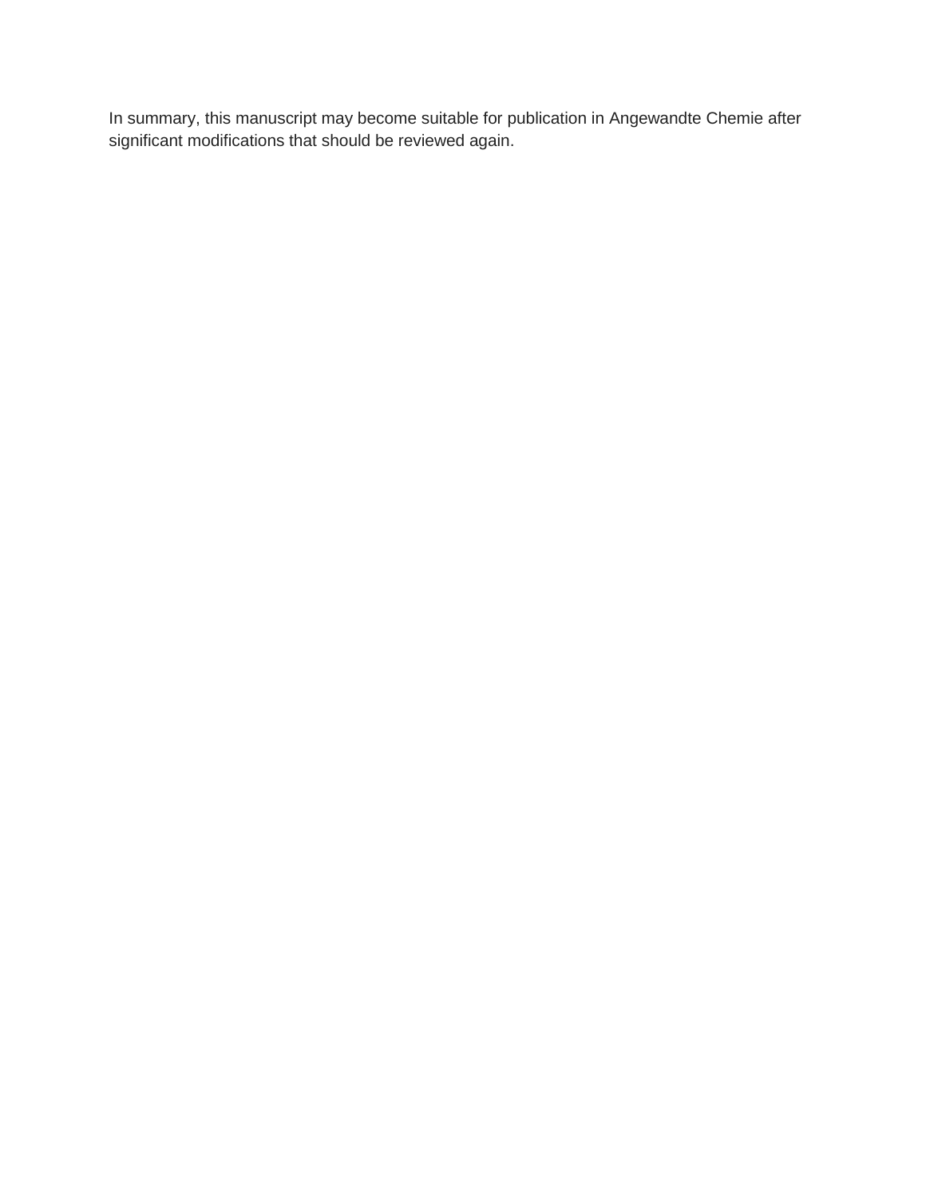In summary, this manuscript may become suitable for publication in Angewandte Chemie after significant modifications that should be reviewed again.